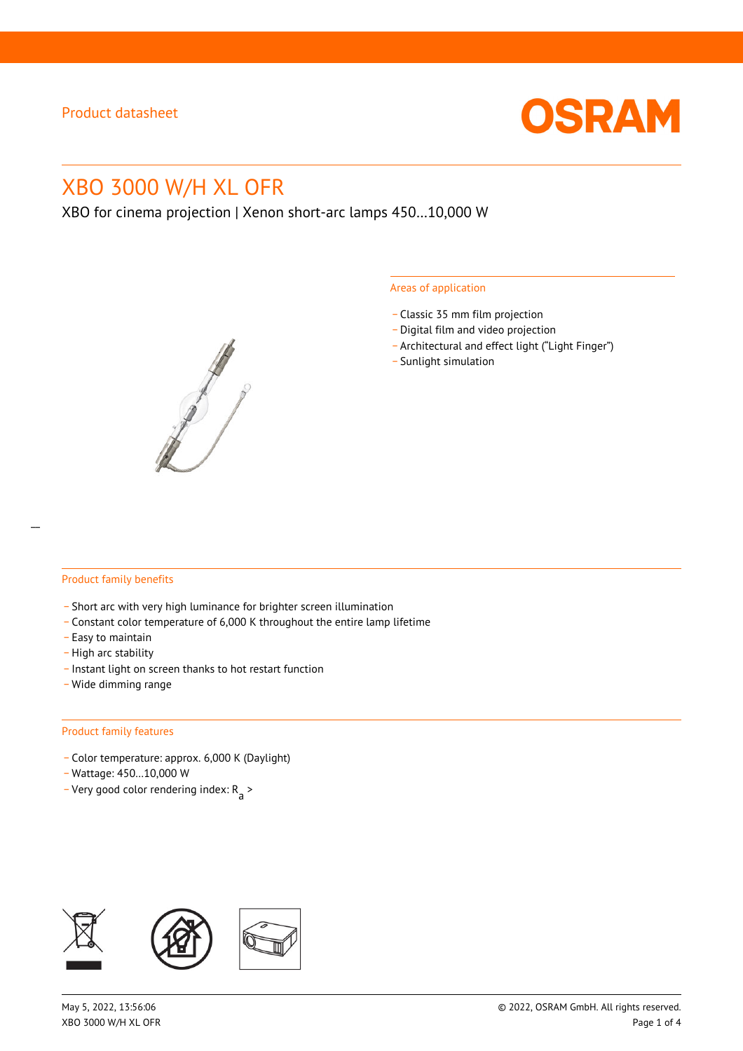Product datasheet

# XBO 3000 W/H XL OFR

XBO for cinema projection | Xenon short-arc lamps 450…10,000 W

## Areas of application

- Classic 35 mm film projection
- Digital film and video projection
- Architectural and effect light (“Light Finger”)
- Sunlight simulation

## Product family benefits

- Short arc with very high luminance for brighter screen illumination
- Constant color temperature of 6,000 K throughout the entire lamp lifetime
- Easy to maintain
- High arc stability
- Instant light on screen thanks to hot restart function
- Wide dimming range

## Product family features

- Color temperature: approx. 6,000 K (Daylight)
- Wattage: 450…10,000 W
- Very good color rendering index: $R_a$ >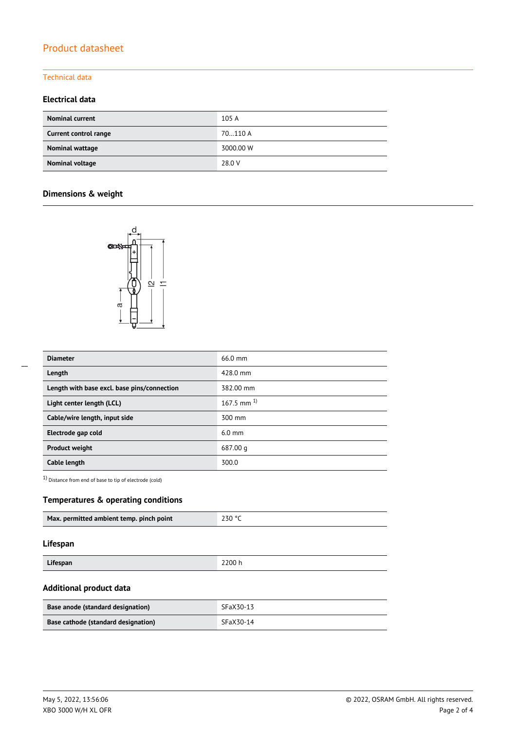Product datasheet

## Technical data

### Electrical data

| | |
|---|---|
| **Nominal current** | 105 A |
| **Current control range** | 70…110 A |
| **Nominal wattage** | 3000.00 W |
| **Nominal voltage** | 28.0 V |

### Dimensions & weight

| | |
|---|---|
| **Diameter** | 66.0 mm |
| **Length** | 428.0 mm |
| **Length with base excl. base pins/connection** | 382.00 mm |
| **Light center length (LCL)** | 167.5 mm [1] |
| **Cable/wire length, input side** | 300 mm |
| **Electrode gap cold** | 6.0 mm |
| **Product weight** | 687.00 g |
| **Cable length** | 300.0 |

[1] Distance from end of base to tip of electrode (cold)

### Temperatures & operating conditions

| | |
|---|---|
| **Max. permitted ambient temp. pinch point** | 230 °C |

### Lifespan

| | |
|---|---|
| **Lifespan** | 2200 h |

### Additional product data

| | |
|---|---|
| **Base anode (standard designation)** | SFaX30-13 |
| **Base cathode (standard designation)** | SFaX30-14 |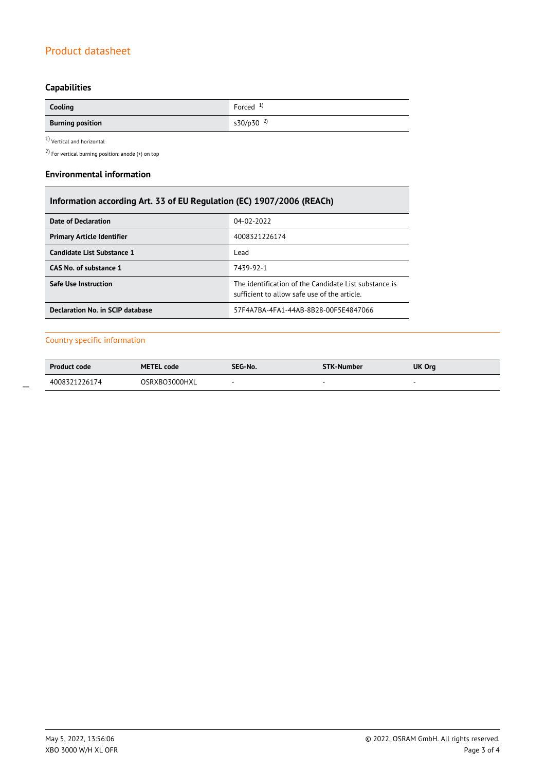## Capabilities

| Cooling | Forced [1] |
|---|---|
| **Burning position** | s30/p30 [2] |

[1] Vertical and horizontal

[2] For vertical burning position: anode (+) on top

## Environmental information

| Information according Art. 33 of EU Regulation (EC) 1907/2006 (REACh) | |
|---|---|
| **Date of Declaration** | 04-02-2022 |
| **Primary Article Identifier** | 4008321226174 |
| **Candidate List Substance 1** | Lead |
| **CAS No. of substance 1** | 7439-92-1 |
| **Safe Use Instruction** | The identification of the Candidate List substance is sufficient to allow safe use of the article. |
| **Declaration No. in SCIP database** | 57F4A7BA-4FA1-44AB-8B28-00F5E4847066 |

## Country specific information

| Product code | METEL code | SEG-No. | STK-Number | UK Org |
|---|---|---|---|---|
| 4008321226174 | OSRXBO3000HXL | - | - | - |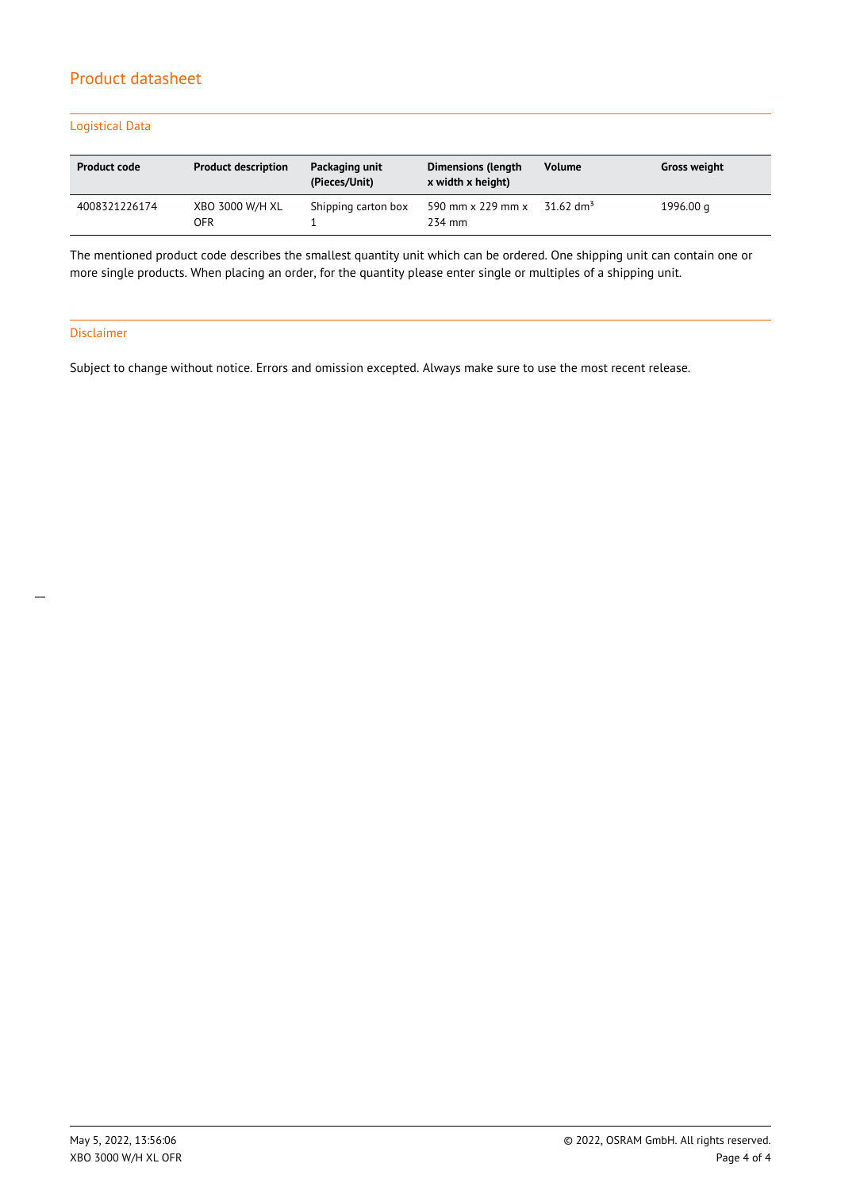# Product datasheet

## Logistical Data

| Product code | Product description | Packaging unit (Pieces/Unit) | Dimensions (length x width x height) | Volume | Gross weight |
|---|---|---|---|---|---|
| 4008321226174 | XBO 3000 W/H XL OFR | Shipping carton box 1 | 590 mm x 229 mm x 234 mm | 31.62 $dm^3$ | 1996.00 g |

The mentioned product code describes the smallest quantity unit which can be ordered. One shipping unit can contain one or more single products. When placing an order, for the quantity please enter single or multiples of a shipping unit.

## Disclaimer

Subject to change without notice. Errors and omission excepted. Always make sure to use the most recent release.